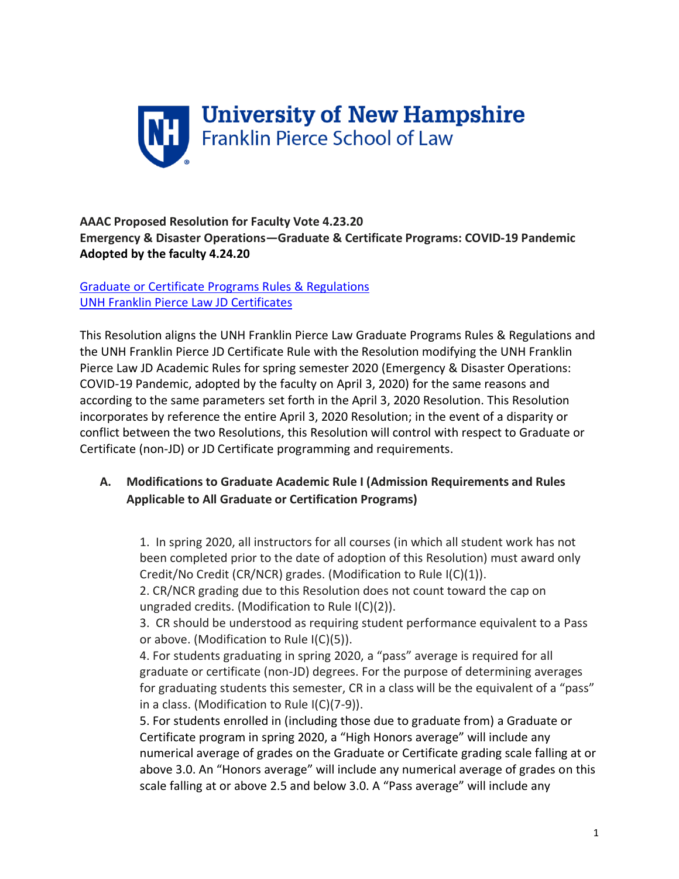# University of New Hampshire
## Franklin Pierce School of Law

**AAAC Proposed Resolution for Faculty Vote 4.23.20**
**Emergency & Disaster Operations—Graduate & Certificate Programs: COVID-19 Pandemic**
**Adopted by the faculty 4.24.20**

[Graduate or Certificate Programs Rules & Regulations]
[UNH Franklin Pierce Law JD Certificates]

This Resolution aligns the UNH Franklin Pierce Law Graduate Programs Rules & Regulations and the UNH Franklin Pierce JD Certificate Rule with the Resolution modifying the UNH Franklin Pierce Law JD Academic Rules for spring semester 2020 (Emergency & Disaster Operations: COVID-19 Pandemic, adopted by the faculty on April 3, 2020) for the same reasons and according to the same parameters set forth in the April 3, 2020 Resolution. This Resolution incorporates by reference the entire April 3, 2020 Resolution; in the event of a disparity or conflict between the two Resolutions, this Resolution will control with respect to Graduate or Certificate (non-JD) or JD Certificate programming and requirements.

### A. Modifications to Graduate Academic Rule I (Admission Requirements and Rules Applicable to All Graduate or Certification Programs)

1. In spring 2020, all instructors for all courses (in which all student work has not been completed prior to the date of adoption of this Resolution) must award only Credit/No Credit (CR/NCR) grades. (Modification to Rule I(C)(1)).
2. CR/NCR grading due to this Resolution does not count toward the cap on ungraded credits. (Modification to Rule I(C)(2)).
3. CR should be understood as requiring student performance equivalent to a Pass or above. (Modification to Rule I(C)(5)).
4. For students graduating in spring 2020, a "pass" average is required for all graduate or certificate (non-JD) degrees. For the purpose of determining averages for graduating students this semester, CR in a class will be the equivalent of a "pass" in a class. (Modification to Rule I(C)(7-9)).
5. For students enrolled in (including those due to graduate from) a Graduate or Certificate program in spring 2020, a "High Honors average" will include any numerical average of grades on the Graduate or Certificate grading scale falling at or above 3.0. An "Honors average" will include any numerical average of grades on this scale falling at or above 2.5 and below 3.0. A "Pass average" will include any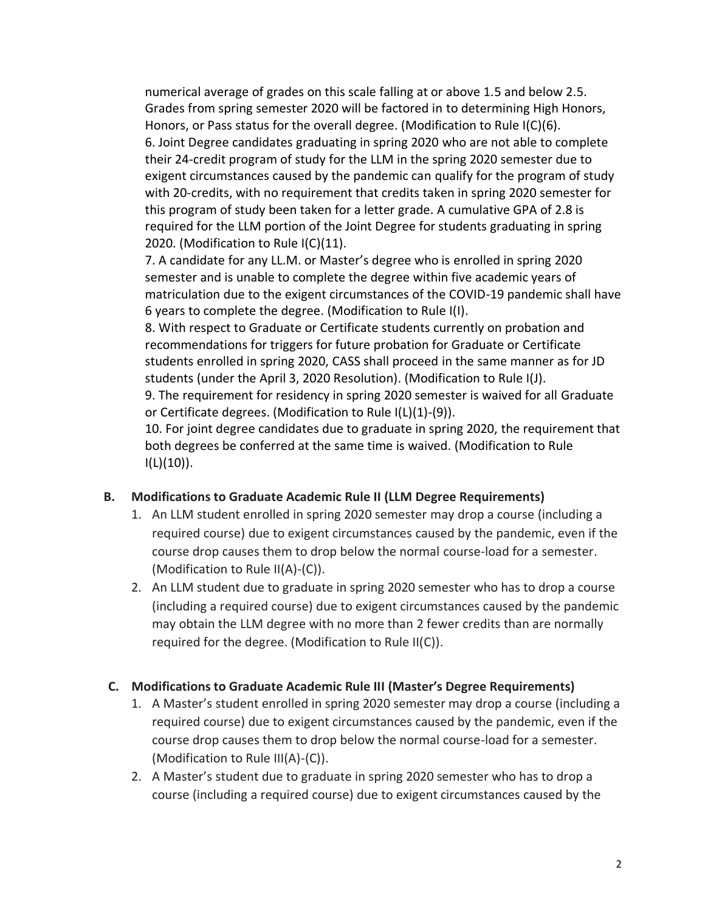numerical average of grades on this scale falling at or above 1.5 and below 2.5. Grades from spring semester 2020 will be factored in to determining High Honors, Honors, or Pass status for the overall degree. (Modification to Rule I(C)(6).

6. Joint Degree candidates graduating in spring 2020 who are not able to complete their 24-credit program of study for the LLM in the spring 2020 semester due to exigent circumstances caused by the pandemic can qualify for the program of study with 20-credits, with no requirement that credits taken in spring 2020 semester for this program of study been taken for a letter grade. A cumulative GPA of 2.8 is required for the LLM portion of the Joint Degree for students graduating in spring 2020. (Modification to Rule I(C)(11).

7. A candidate for any LL.M. or Master's degree who is enrolled in spring 2020 semester and is unable to complete the degree within five academic years of matriculation due to the exigent circumstances of the COVID-19 pandemic shall have 6 years to complete the degree. (Modification to Rule I(I).

8. With respect to Graduate or Certificate students currently on probation and recommendations for triggers for future probation for Graduate or Certificate students enrolled in spring 2020, CASS shall proceed in the same manner as for JD students (under the April 3, 2020 Resolution). (Modification to Rule I(J).

9. The requirement for residency in spring 2020 semester is waived for all Graduate or Certificate degrees. (Modification to Rule I(L)(1)-(9)).

10. For joint degree candidates due to graduate in spring 2020, the requirement that both degrees be conferred at the same time is waived. (Modification to Rule I(L)(10)).

**B. Modifications to Graduate Academic Rule II (LLM Degree Requirements)**

1. An LLM student enrolled in spring 2020 semester may drop a course (including a required course) due to exigent circumstances caused by the pandemic, even if the course drop causes them to drop below the normal course-load for a semester. (Modification to Rule II(A)-(C)).
2. An LLM student due to graduate in spring 2020 semester who has to drop a course (including a required course) due to exigent circumstances caused by the pandemic may obtain the LLM degree with no more than 2 fewer credits than are normally required for the degree. (Modification to Rule II(C)).

**C. Modifications to Graduate Academic Rule III (Master's Degree Requirements)**

1. A Master's student enrolled in spring 2020 semester may drop a course (including a required course) due to exigent circumstances caused by the pandemic, even if the course drop causes them to drop below the normal course-load for a semester. (Modification to Rule III(A)-(C)).
2. A Master's student due to graduate in spring 2020 semester who has to drop a course (including a required course) due to exigent circumstances caused by the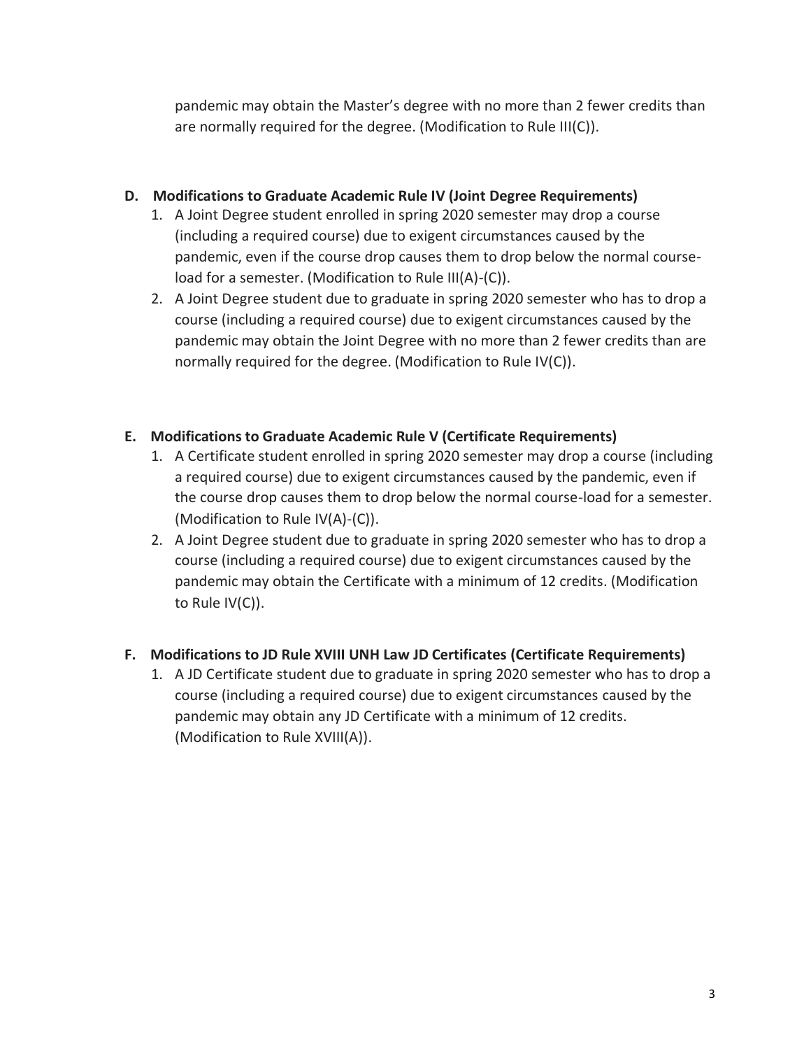pandemic may obtain the Master's degree with no more than 2 fewer credits than are normally required for the degree. (Modification to Rule III(C)).

**D. Modifications to Graduate Academic Rule IV (Joint Degree Requirements)**

1. A Joint Degree student enrolled in spring 2020 semester may drop a course (including a required course) due to exigent circumstances caused by the pandemic, even if the course drop causes them to drop below the normal course-load for a semester. (Modification to Rule III(A)-(C)).
2. A Joint Degree student due to graduate in spring 2020 semester who has to drop a course (including a required course) due to exigent circumstances caused by the pandemic may obtain the Joint Degree with no more than 2 fewer credits than are normally required for the degree. (Modification to Rule IV(C)).

**E. Modifications to Graduate Academic Rule V (Certificate Requirements)**

1. A Certificate student enrolled in spring 2020 semester may drop a course (including a required course) due to exigent circumstances caused by the pandemic, even if the course drop causes them to drop below the normal course-load for a semester. (Modification to Rule IV(A)-(C)).
2. A Joint Degree student due to graduate in spring 2020 semester who has to drop a course (including a required course) due to exigent circumstances caused by the pandemic may obtain the Certificate with a minimum of 12 credits. (Modification to Rule IV(C)).

**F. Modifications to JD Rule XVIII UNH Law JD Certificates (Certificate Requirements)**

1. A JD Certificate student due to graduate in spring 2020 semester who has to drop a course (including a required course) due to exigent circumstances caused by the pandemic may obtain any JD Certificate with a minimum of 12 credits. (Modification to Rule XVIII(A)).